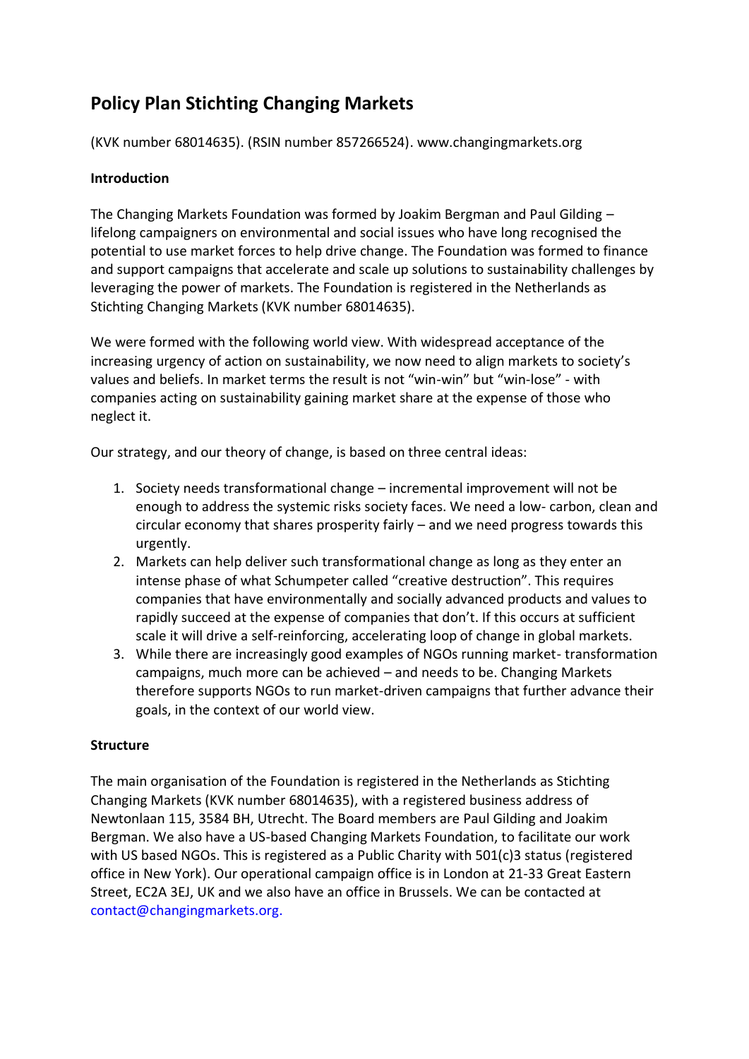# Policy Plan Stichting Changing Markets

(KVK number 68014635). (RSIN number 857266524). www.changingmarkets.org

**Introduction**

The Changing Markets Foundation was formed by Joakim Bergman and Paul Gilding – lifelong campaigners on environmental and social issues who have long recognised the potential to use market forces to help drive change. The Foundation was formed to finance and support campaigns that accelerate and scale up solutions to sustainability challenges by leveraging the power of markets. The Foundation is registered in the Netherlands as Stichting Changing Markets (KVK number 68014635).

We were formed with the following world view. With widespread acceptance of the increasing urgency of action on sustainability, we now need to align markets to society's values and beliefs. In market terms the result is not "win-win" but "win-lose" - with companies acting on sustainability gaining market share at the expense of those who neglect it.

Our strategy, and our theory of change, is based on three central ideas:

1. Society needs transformational change – incremental improvement will not be enough to address the systemic risks society faces. We need a low- carbon, clean and circular economy that shares prosperity fairly – and we need progress towards this urgently.
2. Markets can help deliver such transformational change as long as they enter an intense phase of what Schumpeter called "creative destruction". This requires companies that have environmentally and socially advanced products and values to rapidly succeed at the expense of companies that don't. If this occurs at sufficient scale it will drive a self-reinforcing, accelerating loop of change in global markets.
3. While there are increasingly good examples of NGOs running market- transformation campaigns, much more can be achieved – and needs to be. Changing Markets therefore supports NGOs to run market-driven campaigns that further advance their goals, in the context of our world view.

**Structure**

The main organisation of the Foundation is registered in the Netherlands as Stichting Changing Markets (KVK number 68014635), with a registered business address of Newtonlaan 115, 3584 BH, Utrecht. The Board members are Paul Gilding and Joakim Bergman. We also have a US-based Changing Markets Foundation, to facilitate our work with US based NGOs. This is registered as a Public Charity with 501(c)3 status (registered office in New York). Our operational campaign office is in London at 21-33 Great Eastern Street, EC2A 3EJ, UK and we also have an office in Brussels. We can be contacted at contact@changingmarkets.org.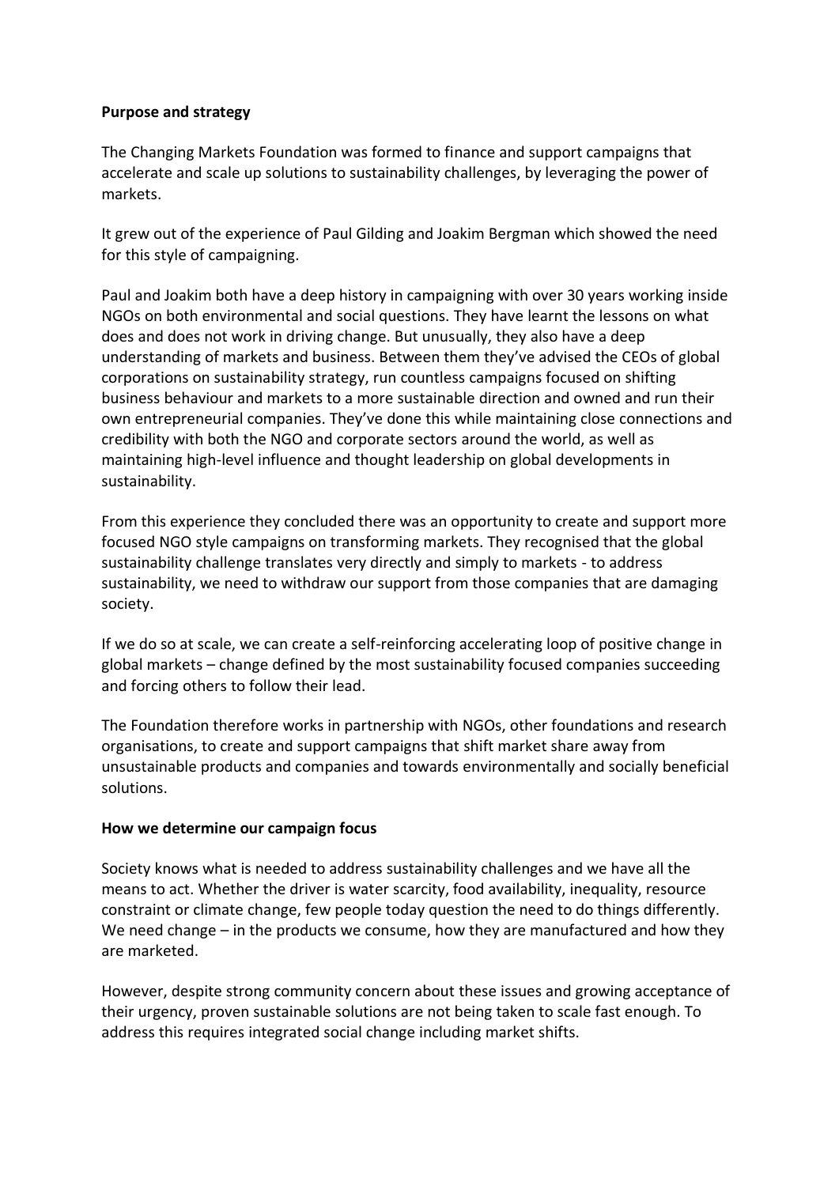**Purpose and strategy**

The Changing Markets Foundation was formed to finance and support campaigns that accelerate and scale up solutions to sustainability challenges, by leveraging the power of markets.

It grew out of the experience of Paul Gilding and Joakim Bergman which showed the need for this style of campaigning.

Paul and Joakim both have a deep history in campaigning with over 30 years working inside NGOs on both environmental and social questions. They have learnt the lessons on what does and does not work in driving change. But unusually, they also have a deep understanding of markets and business. Between them they've advised the CEOs of global corporations on sustainability strategy, run countless campaigns focused on shifting business behaviour and markets to a more sustainable direction and owned and run their own entrepreneurial companies. They've done this while maintaining close connections and credibility with both the NGO and corporate sectors around the world, as well as maintaining high-level influence and thought leadership on global developments in sustainability.

From this experience they concluded there was an opportunity to create and support more focused NGO style campaigns on transforming markets. They recognised that the global sustainability challenge translates very directly and simply to markets - to address sustainability, we need to withdraw our support from those companies that are damaging society.

If we do so at scale, we can create a self-reinforcing accelerating loop of positive change in global markets – change defined by the most sustainability focused companies succeeding and forcing others to follow their lead.

The Foundation therefore works in partnership with NGOs, other foundations and research organisations, to create and support campaigns that shift market share away from unsustainable products and companies and towards environmentally and socially beneficial solutions.

**How we determine our campaign focus**

Society knows what is needed to address sustainability challenges and we have all the means to act. Whether the driver is water scarcity, food availability, inequality, resource constraint or climate change, few people today question the need to do things differently. We need change – in the products we consume, how they are manufactured and how they are marketed.

However, despite strong community concern about these issues and growing acceptance of their urgency, proven sustainable solutions are not being taken to scale fast enough. To address this requires integrated social change including market shifts.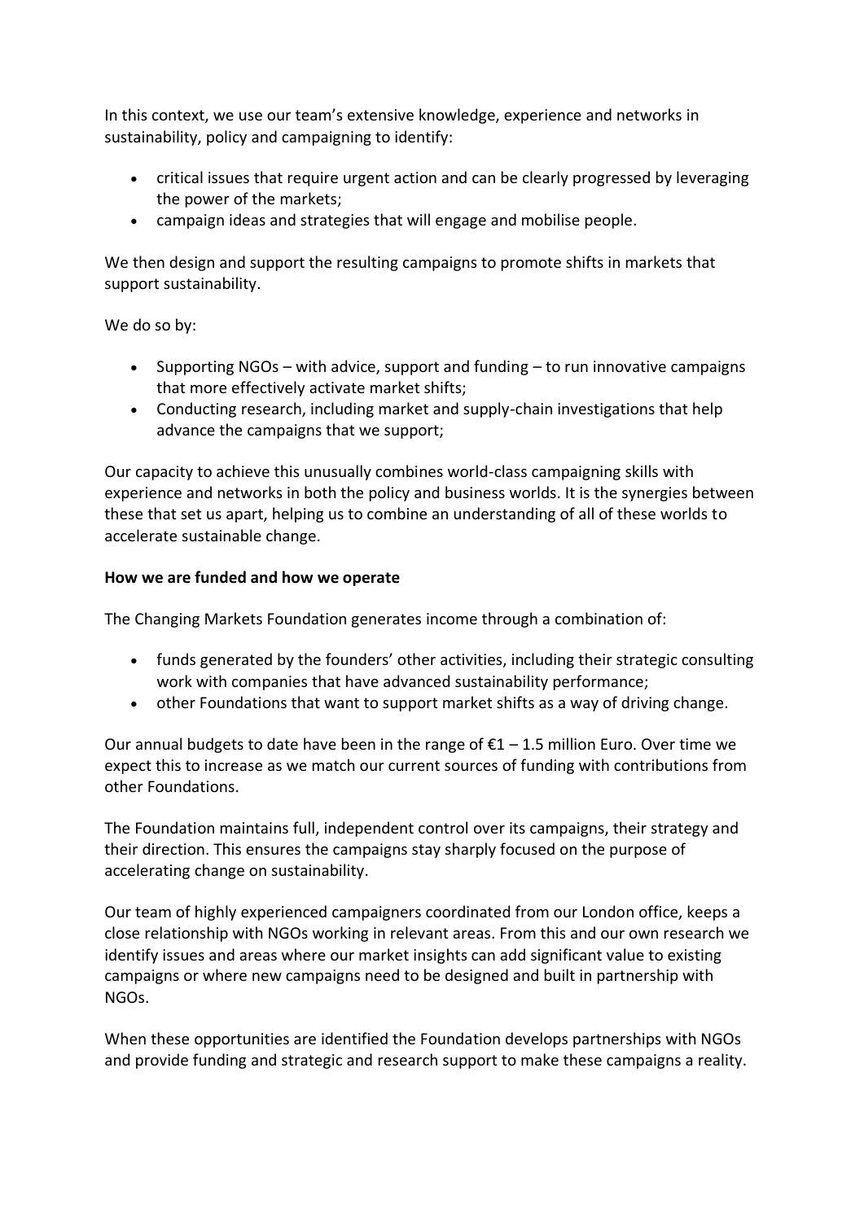In this context, we use our team's extensive knowledge, experience and networks in sustainability, policy and campaigning to identify:

- critical issues that require urgent action and can be clearly progressed by leveraging the power of the markets;
- campaign ideas and strategies that will engage and mobilise people.

We then design and support the resulting campaigns to promote shifts in markets that support sustainability.

We do so by:

- Supporting NGOs – with advice, support and funding – to run innovative campaigns that more effectively activate market shifts;
- Conducting research, including market and supply-chain investigations that help advance the campaigns that we support;

Our capacity to achieve this unusually combines world-class campaigning skills with experience and networks in both the policy and business worlds. It is the synergies between these that set us apart, helping us to combine an understanding of all of these worlds to accelerate sustainable change.

**How we are funded and how we operate**

The Changing Markets Foundation generates income through a combination of:

- funds generated by the founders' other activities, including their strategic consulting work with companies that have advanced sustainability performance;
- other Foundations that want to support market shifts as a way of driving change.

Our annual budgets to date have been in the range of €1 – 1.5 million Euro. Over time we expect this to increase as we match our current sources of funding with contributions from other Foundations.

The Foundation maintains full, independent control over its campaigns, their strategy and their direction. This ensures the campaigns stay sharply focused on the purpose of accelerating change on sustainability.

Our team of highly experienced campaigners coordinated from our London office, keeps a close relationship with NGOs working in relevant areas. From this and our own research we identify issues and areas where our market insights can add significant value to existing campaigns or where new campaigns need to be designed and built in partnership with NGOs.

When these opportunities are identified the Foundation develops partnerships with NGOs and provide funding and strategic and research support to make these campaigns a reality.